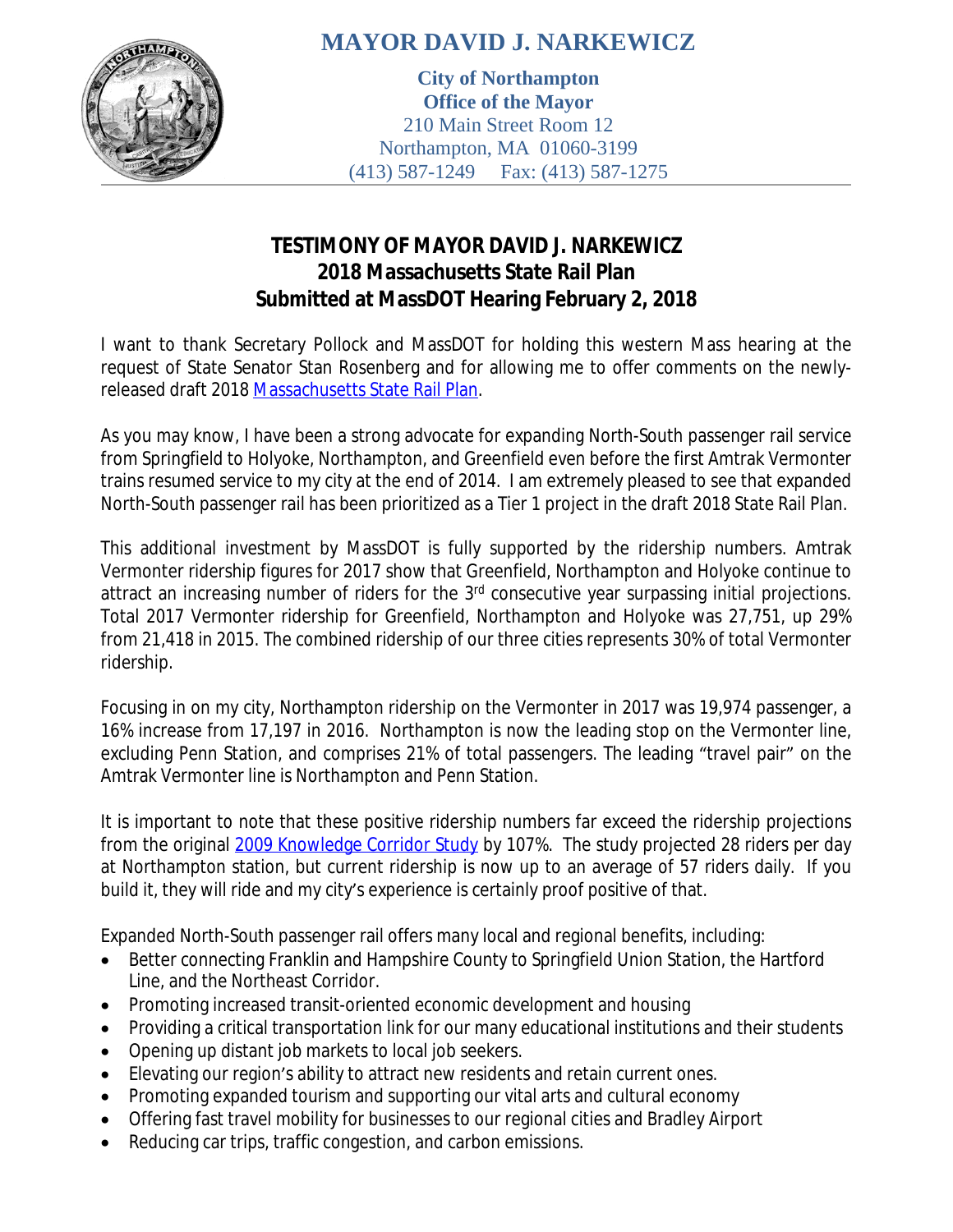# MAYOR DAVID J. NARKEWICZ

**City of Northampton**
**Office of the Mayor**
210 Main Street Room 12
Northampton, MA 01060-3199
(413) 587-1249 Fax: (413) 587-1275

## TESTIMONY OF MAYOR DAVID J. NARKEWICZ
## 2018 Massachusetts State Rail Plan
## Submitted at MassDOT Hearing February 2, 2018

I want to thank Secretary Pollock and MassDOT for holding this western Mass hearing at the request of State Senator Stan Rosenberg and for allowing me to offer comments on the newly-released draft 2018 [Massachusetts State Rail Plan](#).

As you may know, I have been a strong advocate for expanding North-South passenger rail service from Springfield to Holyoke, Northampton, and Greenfield even before the first Amtrak Vermonter trains resumed service to my city at the end of 2014. I am extremely pleased to see that expanded North-South passenger rail has been prioritized as a Tier 1 project in the draft 2018 State Rail Plan.

This additional investment by MassDOT is fully supported by the ridership numbers. Amtrak Vermonter ridership figures for 2017 show that Greenfield, Northampton and Holyoke continue to attract an increasing number of riders for the 3rd consecutive year surpassing initial projections. Total 2017 Vermonter ridership for Greenfield, Northampton and Holyoke was 27,751, up 29% from 21,418 in 2015. The combined ridership of our three cities represents 30% of total Vermonter ridership.

Focusing in on my city, Northampton ridership on the Vermonter in 2017 was 19,974 passenger, a 16% increase from 17,197 in 2016. Northampton is now the leading stop on the Vermonter line, excluding Penn Station, and comprises 21% of total passengers. The leading "travel pair" on the Amtrak Vermonter line is Northampton and Penn Station.

It is important to note that these positive ridership numbers far exceed the ridership projections from the original [2009 Knowledge Corridor Study](#) by 107%. The study projected 28 riders per day at Northampton station, but current ridership is now up to an average of 57 riders daily. If you build it, they will ride and my city's experience is certainly proof positive of that.

Expanded North-South passenger rail offers many local and regional benefits, including:

- Better connecting Franklin and Hampshire County to Springfield Union Station, the Hartford Line, and the Northeast Corridor.
- Promoting increased transit-oriented economic development and housing
- Providing a critical transportation link for our many educational institutions and their students
- Opening up distant job markets to local job seekers.
- Elevating our region's ability to attract new residents and retain current ones.
- Promoting expanded tourism and supporting our vital arts and cultural economy
- Offering fast travel mobility for businesses to our regional cities and Bradley Airport
- Reducing car trips, traffic congestion, and carbon emissions.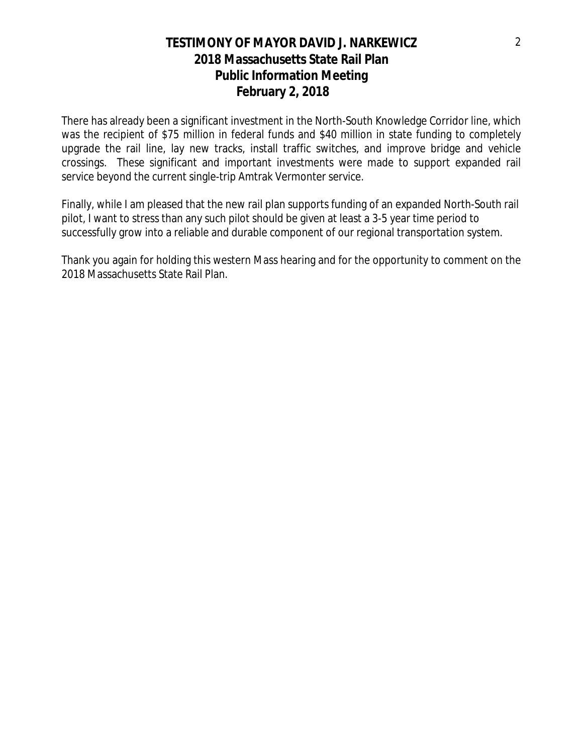**TESTIMONY OF MAYOR DAVID J. NARKEWICZ**
**2018 Massachusetts State Rail Plan**
**Public Information Meeting**
**February 2, 2018**

There has already been a significant investment in the North-South Knowledge Corridor line, which was the recipient of $75 million in federal funds and $40 million in state funding to completely upgrade the rail line, lay new tracks, install traffic switches, and improve bridge and vehicle crossings. These significant and important investments were made to support expanded rail service beyond the current single-trip Amtrak Vermonter service.

Finally, while I am pleased that the new rail plan supports funding of an expanded North-South rail pilot, I want to stress than any such pilot should be given at least a 3-5 year time period to successfully grow into a reliable and durable component of our regional transportation system.

Thank you again for holding this western Mass hearing and for the opportunity to comment on the 2018 Massachusetts State Rail Plan.